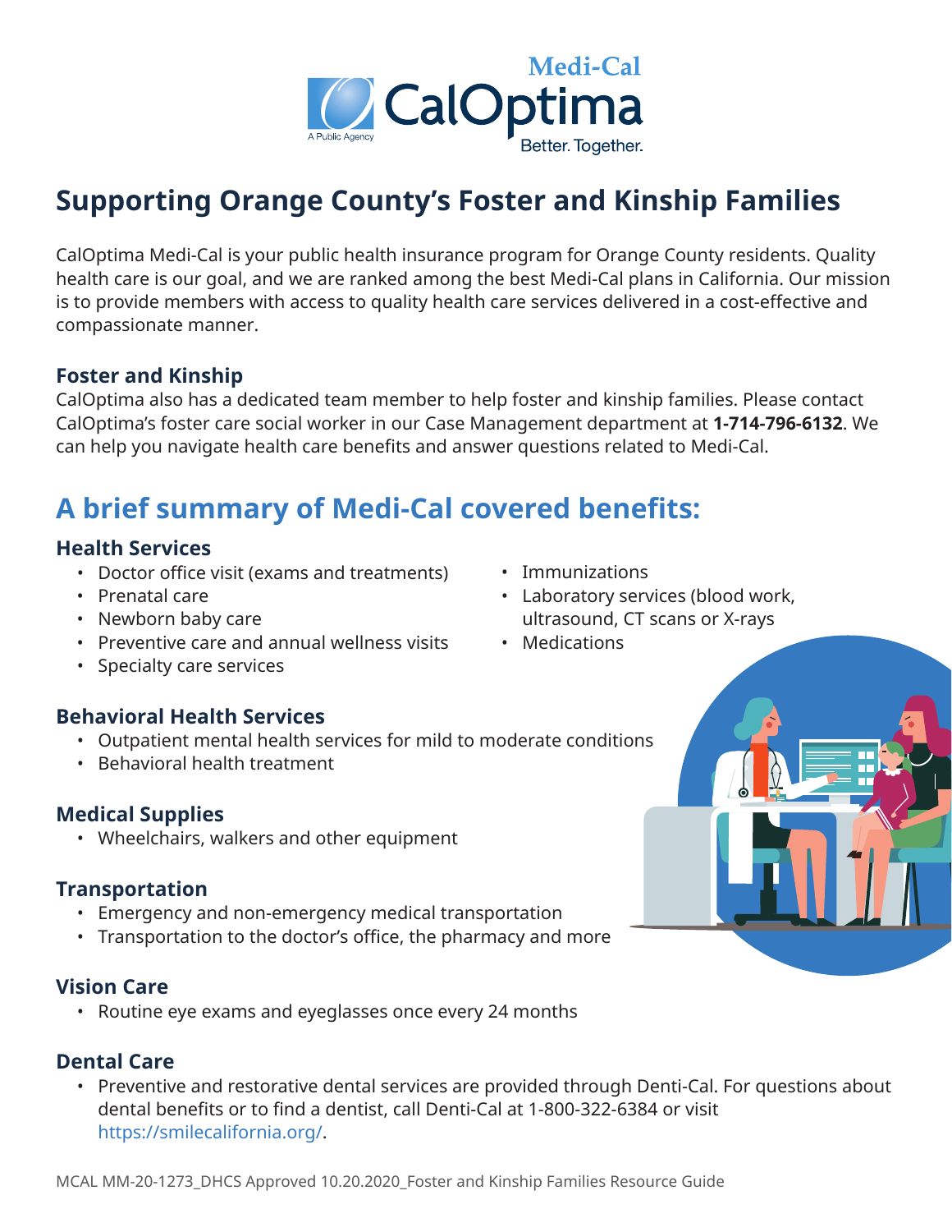# Supporting Orange County's Foster and Kinship Families

CalOptima Medi-Cal is your public health insurance program for Orange County residents. Quality health care is our goal, and we are ranked among the best Medi-Cal plans in California. Our mission is to provide members with access to quality health care services delivered in a cost-effective and compassionate manner.

### Foster and Kinship

CalOptima also has a dedicated team member to help foster and kinship families. Please contact CalOptima's foster care social worker in our Case Management department at **1-714-796-6132**. We can help you navigate health care benefits and answer questions related to Medi-Cal.

## A brief summary of Medi-Cal covered benefits:

### Health Services

- Doctor office visit (exams and treatments)
- Prenatal care
- Newborn baby care
- Preventive care and annual wellness visits
- Specialty care services
- Immunizations
- Laboratory services (blood work, ultrasound, CT scans or X-rays
- Medications

### Behavioral Health Services

- Outpatient mental health services for mild to moderate conditions
- Behavioral health treatment

### Medical Supplies

- Wheelchairs, walkers and other equipment

### Transportation

- Emergency and non-emergency medical transportation
- Transportation to the doctor's office, the pharmacy and more

### Vision Care

- Routine eye exams and eyeglasses once every 24 months

### Dental Care

- Preventive and restorative dental services are provided through Denti-Cal. For questions about dental benefits or to find a dentist, call Denti-Cal at 1-800-322-6384 or visit https://smilecalifornia.org/.

MCAL MM-20-1273_DHCS Approved 10.20.2020_Foster and Kinship Families Resource Guide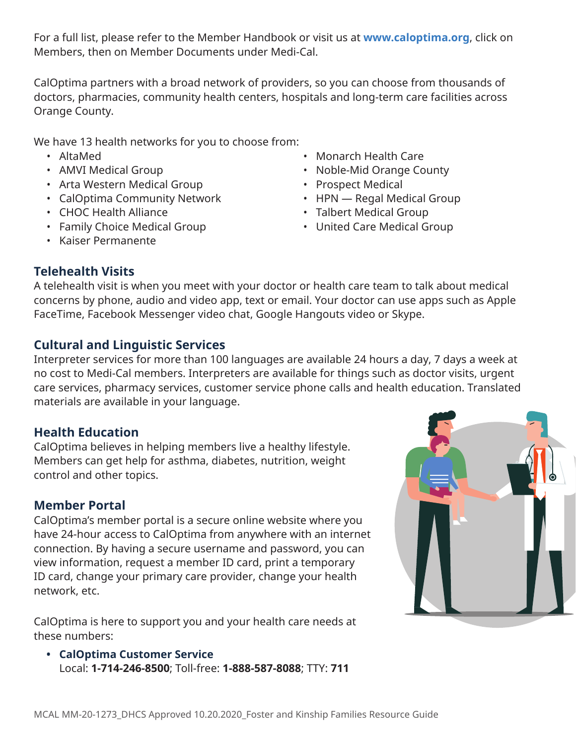For a full list, please refer to the Member Handbook or visit us at **www.caloptima.org**, click on Members, then on Member Documents under Medi-Cal.

CalOptima partners with a broad network of providers, so you can choose from thousands of doctors, pharmacies, community health centers, hospitals and long-term care facilities across Orange County.

We have 13 health networks for you to choose from:

- AltaMed
- AMVI Medical Group
- Arta Western Medical Group
- CalOptima Community Network
- CHOC Health Alliance
- Family Choice Medical Group
- Kaiser Permanente
- Monarch Health Care
- Noble-Mid Orange County
- Prospect Medical
- HPN — Regal Medical Group
- Talbert Medical Group
- United Care Medical Group

## Telehealth Visits

A telehealth visit is when you meet with your doctor or health care team to talk about medical concerns by phone, audio and video app, text or email. Your doctor can use apps such as Apple FaceTime, Facebook Messenger video chat, Google Hangouts video or Skype.

## Cultural and Linguistic Services

Interpreter services for more than 100 languages are available 24 hours a day, 7 days a week at no cost to Medi-Cal members. Interpreters are available for things such as doctor visits, urgent care services, pharmacy services, customer service phone calls and health education. Translated materials are available in your language.

## Health Education

CalOptima believes in helping members live a healthy lifestyle. Members can get help for asthma, diabetes, nutrition, weight control and other topics.

## Member Portal

CalOptima's member portal is a secure online website where you have 24-hour access to CalOptima from anywhere with an internet connection. By having a secure username and password, you can view information, request a member ID card, print a temporary ID card, change your primary care provider, change your health network, etc.

CalOptima is here to support you and your health care needs at these numbers:

- **CalOptima Customer Service**
  Local: **1-714-246-8500**; Toll-free: **1-888-587-8088**; TTY: **711**

MCAL MM-20-1273_DHCS Approved 10.20.2020_Foster and Kinship Families Resource Guide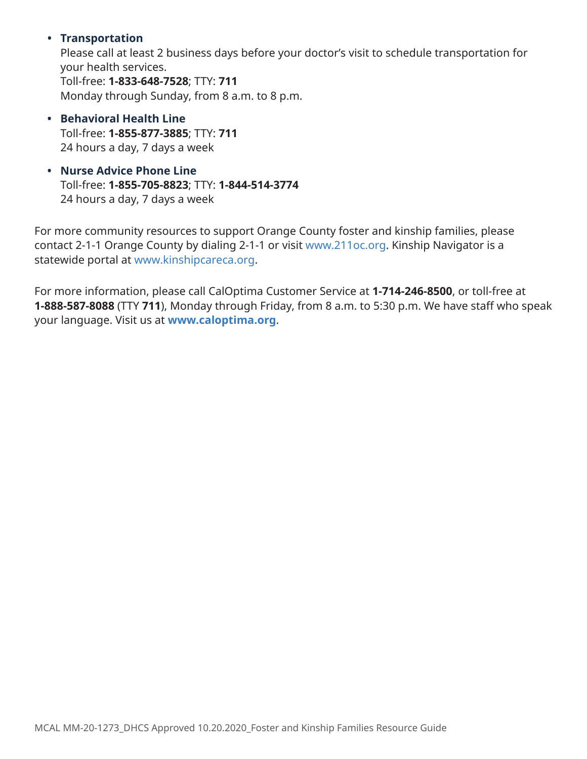- **Transportation**
  Please call at least 2 business days before your doctor's visit to schedule transportation for your health services.
  Toll-free: **1-833-648-7528**; TTY: **711**
  Monday through Sunday, from 8 a.m. to 8 p.m.
- **Behavioral Health Line**
  Toll-free: **1-855-877-3885**; TTY: **711**
  24 hours a day, 7 days a week
- **Nurse Advice Phone Line**
  Toll-free: **1-855-705-8823**; TTY: **1-844-514-3774**
  24 hours a day, 7 days a week

For more community resources to support Orange County foster and kinship families, please contact 2-1-1 Orange County by dialing 2-1-1 or visit www.211oc.org. Kinship Navigator is a statewide portal at www.kinshipcareca.org.

For more information, please call CalOptima Customer Service at **1-714-246-8500**, or toll-free at **1-888-587-8088** (TTY **711**), Monday through Friday, from 8 a.m. to 5:30 p.m. We have staff who speak your language. Visit us at **www.caloptima.org**.

MCAL MM-20-1273_DHCS Approved 10.20.2020_Foster and Kinship Families Resource Guide